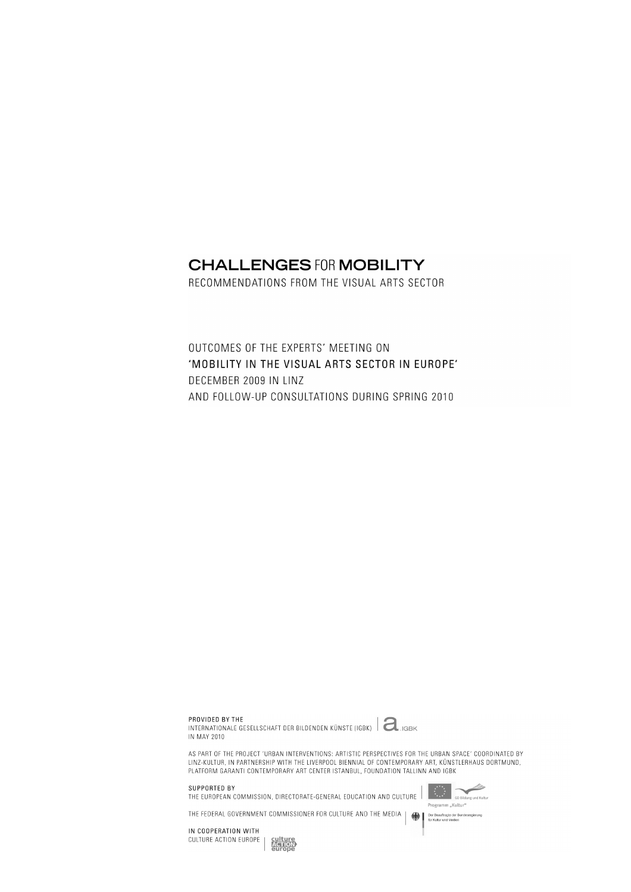# CHALLENGES FOR MOBILITY

## RECOMMENDATIONS FROM THE VISUAL ARTS SECTOR

OUTCOMES OF THE EXPERTS' MEETING ON
**'MOBILITY IN THE VISUAL ARTS SECTOR IN EUROPE'**
DECEMBER 2009 IN LINZ
AND FOLLOW-UP CONSULTATIONS DURING SPRING 2010

PROVIDED BY THE
INTERNATIONALE GESELLSCHAFT DER BILDENDEN KÜNSTE (IGBK) | a.IGBK
IN MAY 2010

AS PART OF THE PROJECT 'URBAN INTERVENTIONS: ARTISTIC PERSPECTIVES FOR THE URBAN SPACE' COORDINATED BY LINZ-KULTUR, IN PARTNERSHIP WITH THE LIVERPOOL BIENNIAL OF CONTEMPORARY ART, KÜNSTLERHAUS DORTMUND, PLATFORM GARANTI CONTEMPORARY ART CENTER ISTANBUL, FOUNDATION TALLINN AND IGBK

SUPPORTED BY
THE EUROPEAN COMMISSION, DIRECTORATE-GENERAL EDUCATION AND CULTURE | GD Bildung und Kultur, Programm „Kultur"

THE FEDERAL GOVERNMENT COMMISSIONER FOR CULTURE AND THE MEDIA | Der Beauftragte der Bundesregierung für Kultur und Medien

IN COOPERATION WITH
CULTURE ACTION EUROPE | culture ACTION europe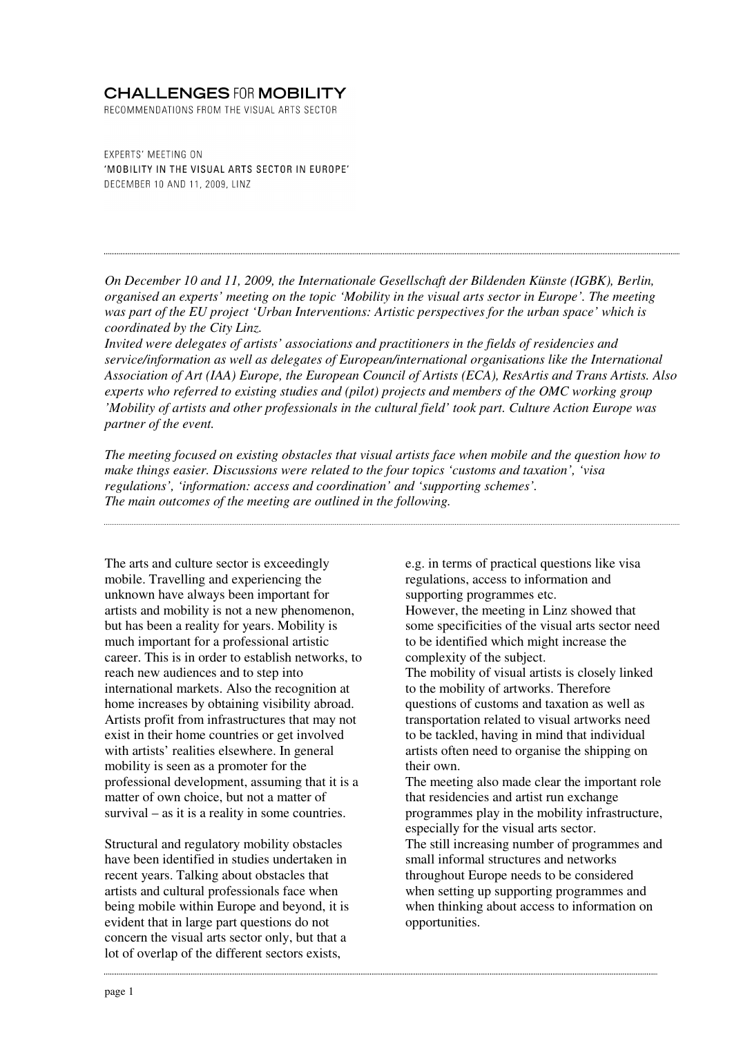# CHALLENGES FOR MOBILITY

RECOMMENDATIONS FROM THE VISUAL ARTS SECTOR

EXPERTS' MEETING ON
'MOBILITY IN THE VISUAL ARTS SECTOR IN EUROPE'
DECEMBER 10 AND 11, 2009, LINZ

---

*On December 10 and 11, 2009, the Internationale Gesellschaft der Bildenden Künste (IGBK), Berlin, organised an experts' meeting on the topic 'Mobility in the visual arts sector in Europe'. The meeting was part of the EU project 'Urban Interventions: Artistic perspectives for the urban space' which is coordinated by the City Linz.*
*Invited were delegates of artists' associations and practitioners in the fields of residencies and service/information as well as delegates of European/international organisations like the International Association of Art (IAA) Europe, the European Council of Artists (ECA), ResArtis and Trans Artists. Also experts who referred to existing studies and (pilot) projects and members of the OMC working group 'Mobility of artists and other professionals in the cultural field' took part. Culture Action Europe was partner of the event.*

*The meeting focused on existing obstacles that visual artists face when mobile and the question how to make things easier. Discussions were related to the four topics 'customs and taxation', 'visa regulations', 'information: access and coordination' and 'supporting schemes'.*
*The main outcomes of the meeting are outlined in the following.*

---

The arts and culture sector is exceedingly mobile. Travelling and experiencing the unknown have always been important for artists and mobility is not a new phenomenon, but has been a reality for years. Mobility is much important for a professional artistic career. This is in order to establish networks, to reach new audiences and to step into international markets. Also the recognition at home increases by obtaining visibility abroad. Artists profit from infrastructures that may not exist in their home countries or get involved with artists' realities elsewhere. In general mobility is seen as a promoter for the professional development, assuming that it is a matter of own choice, but not a matter of survival – as it is a reality in some countries.

Structural and regulatory mobility obstacles have been identified in studies undertaken in recent years. Talking about obstacles that artists and cultural professionals face when being mobile within Europe and beyond, it is evident that in large part questions do not concern the visual arts sector only, but that a lot of overlap of the different sectors exists, e.g. in terms of practical questions like visa regulations, access to information and supporting programmes etc.
However, the meeting in Linz showed that some specificities of the visual arts sector need to be identified which might increase the complexity of the subject.
The mobility of visual artists is closely linked to the mobility of artworks. Therefore questions of customs and taxation as well as transportation related to visual artworks need to be tackled, having in mind that individual artists often need to organise the shipping on their own.
The meeting also made clear the important role that residencies and artist run exchange programmes play in the mobility infrastructure, especially for the visual arts sector.
The still increasing number of programmes and small informal structures and networks throughout Europe needs to be considered when setting up supporting programmes and when thinking about access to information on opportunities.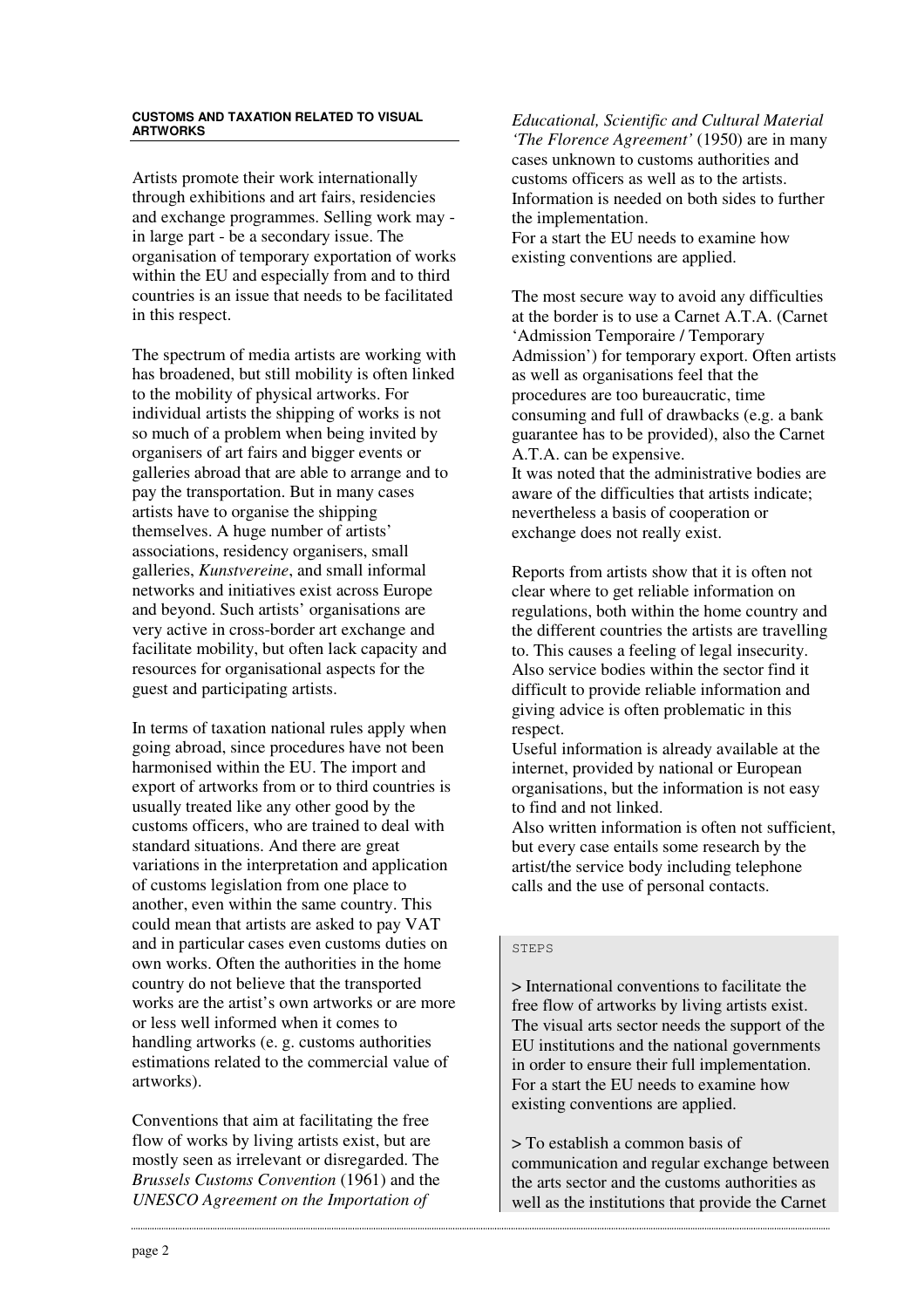#### CUSTOMS AND TAXATION RELATED TO VISUAL ARTWORKS

Artists promote their work internationally through exhibitions and art fairs, residencies and exchange programmes. Selling work may - in large part - be a secondary issue. The organisation of temporary exportation of works within the EU and especially from and to third countries is an issue that needs to be facilitated in this respect.

The spectrum of media artists are working with has broadened, but still mobility is often linked to the mobility of physical artworks. For individual artists the shipping of works is not so much of a problem when being invited by organisers of art fairs and bigger events or galleries abroad that are able to arrange and to pay the transportation. But in many cases artists have to organise the shipping themselves. A huge number of artists' associations, residency organisers, small galleries, *Kunstvereine*, and small informal networks and initiatives exist across Europe and beyond. Such artists' organisations are very active in cross-border art exchange and facilitate mobility, but often lack capacity and resources for organisational aspects for the guest and participating artists.

In terms of taxation national rules apply when going abroad, since procedures have not been harmonised within the EU. The import and export of artworks from or to third countries is usually treated like any other good by the customs officers, who are trained to deal with standard situations. And there are great variations in the interpretation and application of customs legislation from one place to another, even within the same country. This could mean that artists are asked to pay VAT and in particular cases even customs duties on own works. Often the authorities in the home country do not believe that the transported works are the artist's own artworks or are more or less well informed when it comes to handling artworks (e. g. customs authorities estimations related to the commercial value of artworks).

Conventions that aim at facilitating the free flow of works by living artists exist, but are mostly seen as irrelevant or disregarded. The *Brussels Customs Convention* (1961) and the *UNESCO Agreement on the Importation of Educational, Scientific and Cultural Material 'The Florence Agreement'* (1950) are in many cases unknown to customs authorities and customs officers as well as to the artists. Information is needed on both sides to further the implementation.
For a start the EU needs to examine how existing conventions are applied.

The most secure way to avoid any difficulties at the border is to use a Carnet A.T.A. (Carnet 'Admission Temporaire / Temporary Admission') for temporary export. Often artists as well as organisations feel that the procedures are too bureaucratic, time consuming and full of drawbacks (e.g. a bank guarantee has to be provided), also the Carnet A.T.A. can be expensive.
It was noted that the administrative bodies are aware of the difficulties that artists indicate; nevertheless a basis of cooperation or exchange does not really exist.

Reports from artists show that it is often not clear where to get reliable information on regulations, both within the home country and the different countries the artists are travelling to. This causes a feeling of legal insecurity. Also service bodies within the sector find it difficult to provide reliable information and giving advice is often problematic in this respect.
Useful information is already available at the internet, provided by national or European organisations, but the information is not easy to find and not linked.
Also written information is often not sufficient, but every case entails some research by the artist/the service body including telephone calls and the use of personal contacts.

STEPS

> International conventions to facilitate the free flow of artworks by living artists exist. The visual arts sector needs the support of the EU institutions and the national governments in order to ensure their full implementation. For a start the EU needs to examine how existing conventions are applied.

> To establish a common basis of communication and regular exchange between the arts sector and the customs authorities as well as the institutions that provide the Carnet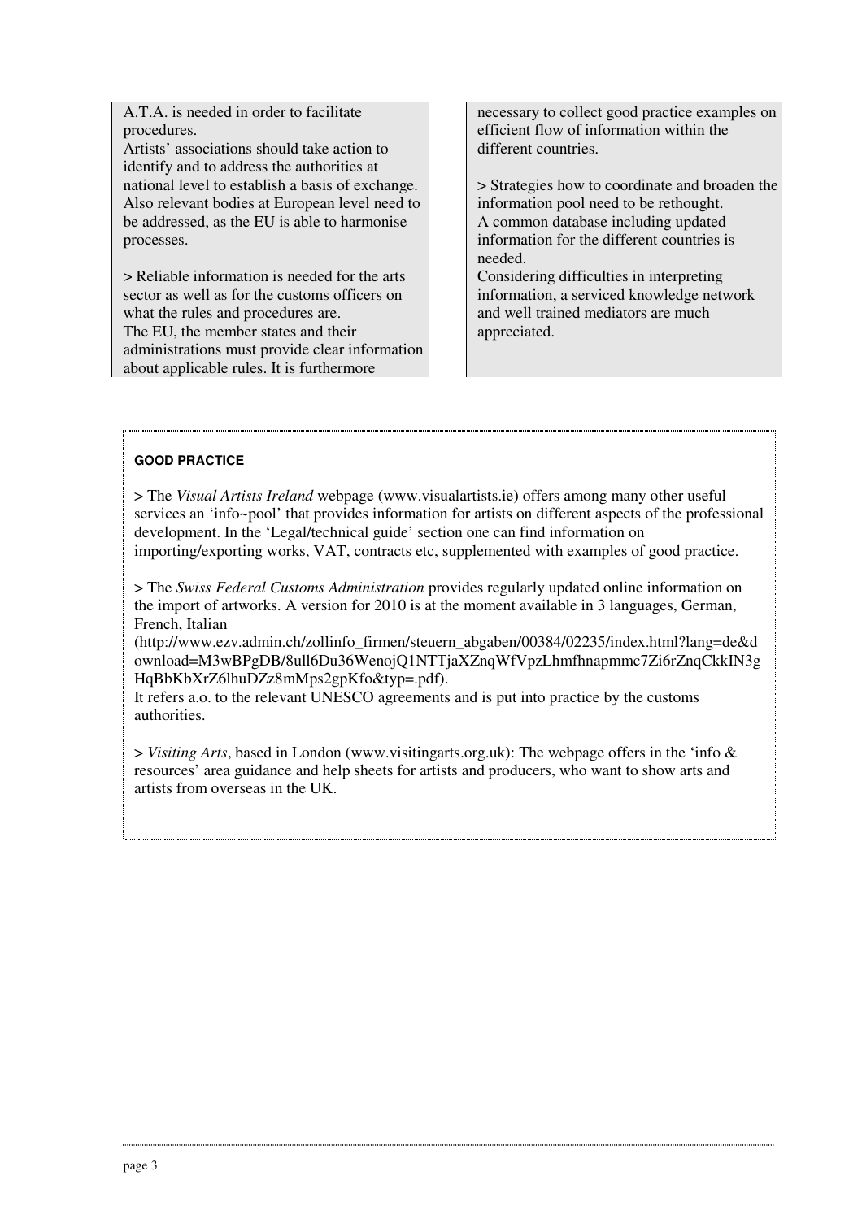A.T.A. is needed in order to facilitate procedures.
Artists' associations should take action to identify and to address the authorities at national level to establish a basis of exchange. Also relevant bodies at European level need to be addressed, as the EU is able to harmonise processes.

> Reliable information is needed for the arts sector as well as for the customs officers on what the rules and procedures are.
The EU, the member states and their administrations must provide clear information about applicable rules. It is furthermore necessary to collect good practice examples on efficient flow of information within the different countries.

> Strategies how to coordinate and broaden the information pool need to be rethought.
A common database including updated information for the different countries is needed.
Considering difficulties in interpreting information, a serviced knowledge network and well trained mediators are much appreciated.

**GOOD PRACTICE**

> The *Visual Artists Ireland* webpage (www.visualartists.ie) offers among many other useful services an 'info~pool' that provides information for artists on different aspects of the professional development. In the 'Legal/technical guide' section one can find information on importing/exporting works, VAT, contracts etc, supplemented with examples of good practice.

> The *Swiss Federal Customs Administration* provides regularly updated online information on the import of artworks. A version for 2010 is at the moment available in 3 languages, German, French, Italian (http://www.ezv.admin.ch/zollinfo_firmen/steuern_abgaben/00384/02235/index.html?lang=de&download=M3wBPgDB/8ull6Du36WenojQ1NTTjaXZnqWfVpzLhmfhnapmmc7Zi6rZnqCkkIN3gHqBbKbXrZ6lhuDZz8mMps2gpKfo&typ=.pdf).
It refers a.o. to the relevant UNESCO agreements and is put into practice by the customs authorities.

> *Visiting Arts*, based in London (www.visitingarts.org.uk): The webpage offers in the 'info & resources' area guidance and help sheets for artists and producers, who want to show arts and artists from overseas in the UK.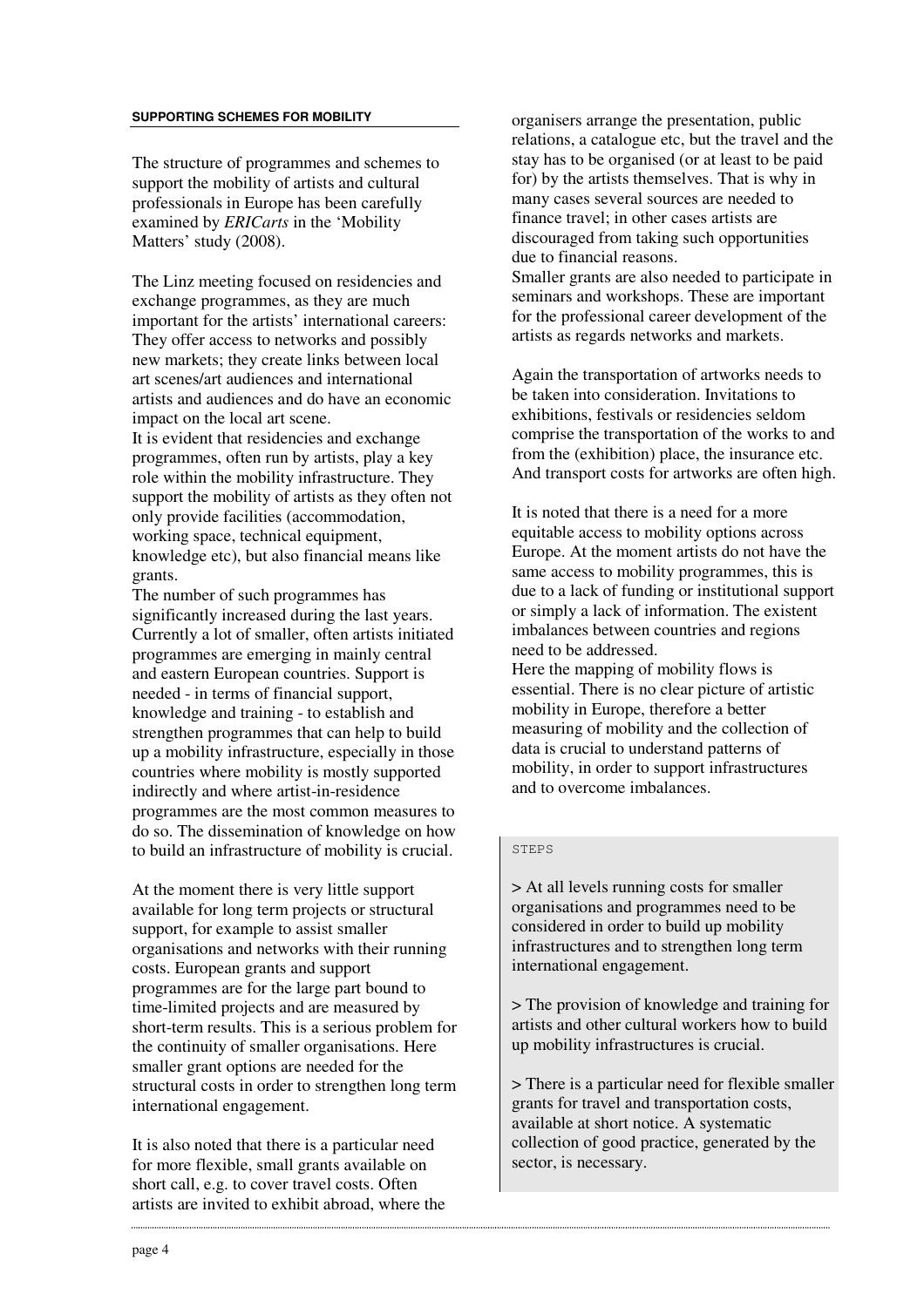## SUPPORTING SCHEMES FOR MOBILITY

The structure of programmes and schemes to support the mobility of artists and cultural professionals in Europe has been carefully examined by *ERICarts* in the 'Mobility Matters' study (2008).

The Linz meeting focused on residencies and exchange programmes, as they are much important for the artists' international careers: They offer access to networks and possibly new markets; they create links between local art scenes/art audiences and international artists and audiences and do have an economic impact on the local art scene.
It is evident that residencies and exchange programmes, often run by artists, play a key role within the mobility infrastructure. They support the mobility of artists as they often not only provide facilities (accommodation, working space, technical equipment, knowledge etc), but also financial means like grants.
The number of such programmes has significantly increased during the last years. Currently a lot of smaller, often artists initiated programmes are emerging in mainly central and eastern European countries. Support is needed - in terms of financial support, knowledge and training - to establish and strengthen programmes that can help to build up a mobility infrastructure, especially in those countries where mobility is mostly supported indirectly and where artist-in-residence programmes are the most common measures to do so. The dissemination of knowledge on how to build an infrastructure of mobility is crucial.

At the moment there is very little support available for long term projects or structural support, for example to assist smaller organisations and networks with their running costs. European grants and support programmes are for the large part bound to time-limited projects and are measured by short-term results. This is a serious problem for the continuity of smaller organisations. Here smaller grant options are needed for the structural costs in order to strengthen long term international engagement.

It is also noted that there is a particular need for more flexible, small grants available on short call, e.g. to cover travel costs. Often artists are invited to exhibit abroad, where the organisers arrange the presentation, public relations, a catalogue etc, but the travel and the stay has to be organised (or at least to be paid for) by the artists themselves. That is why in many cases several sources are needed to finance travel; in other cases artists are discouraged from taking such opportunities due to financial reasons.
Smaller grants are also needed to participate in seminars and workshops. These are important for the professional career development of the artists as regards networks and markets.

Again the transportation of artworks needs to be taken into consideration. Invitations to exhibitions, festivals or residencies seldom comprise the transportation of the works to and from the (exhibition) place, the insurance etc. And transport costs for artworks are often high.

It is noted that there is a need for a more equitable access to mobility options across Europe. At the moment artists do not have the same access to mobility programmes, this is due to a lack of funding or institutional support or simply a lack of information. The existent imbalances between countries and regions need to be addressed.
Here the mapping of mobility flows is essential. There is no clear picture of artistic mobility in Europe, therefore a better measuring of mobility and the collection of data is crucial to understand patterns of mobility, in order to support infrastructures and to overcome imbalances.

STEPS

> At all levels running costs for smaller organisations and programmes need to be considered in order to build up mobility infrastructures and to strengthen long term international engagement.

> The provision of knowledge and training for artists and other cultural workers how to build up mobility infrastructures is crucial.

> There is a particular need for flexible smaller grants for travel and transportation costs, available at short notice. A systematic collection of good practice, generated by the sector, is necessary.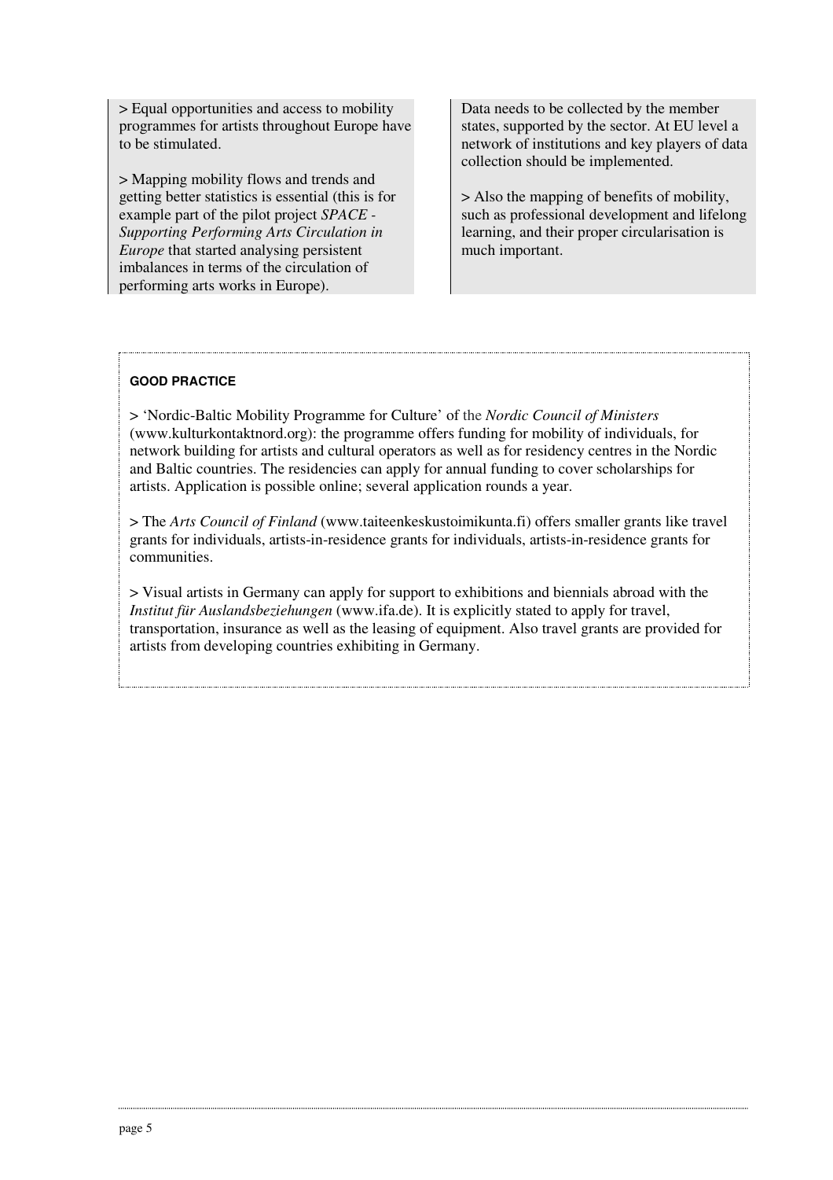> Equal opportunities and access to mobility programmes for artists throughout Europe have to be stimulated.

> Mapping mobility flows and trends and getting better statistics is essential (this is for example part of the pilot project *SPACE - Supporting Performing Arts Circulation in Europe* that started analysing persistent imbalances in terms of the circulation of performing arts works in Europe).

Data needs to be collected by the member states, supported by the sector. At EU level a network of institutions and key players of data collection should be implemented.

> Also the mapping of benefits of mobility, such as professional development and lifelong learning, and their proper circularisation is much important.

**GOOD PRACTICE**

> 'Nordic-Baltic Mobility Programme for Culture' of the *Nordic Council of Ministers* (www.kulturkontaktnord.org): the programme offers funding for mobility of individuals, for network building for artists and cultural operators as well as for residency centres in the Nordic and Baltic countries. The residencies can apply for annual funding to cover scholarships for artists. Application is possible online; several application rounds a year.

> The *Arts Council of Finland* (www.taiteenkeskustoimikunta.fi) offers smaller grants like travel grants for individuals, artists-in-residence grants for individuals, artists-in-residence grants for communities.

> Visual artists in Germany can apply for support to exhibitions and biennials abroad with the *Institut für Auslandsbeziehungen* (www.ifa.de). It is explicitly stated to apply for travel, transportation, insurance as well as the leasing of equipment. Also travel grants are provided for artists from developing countries exhibiting in Germany.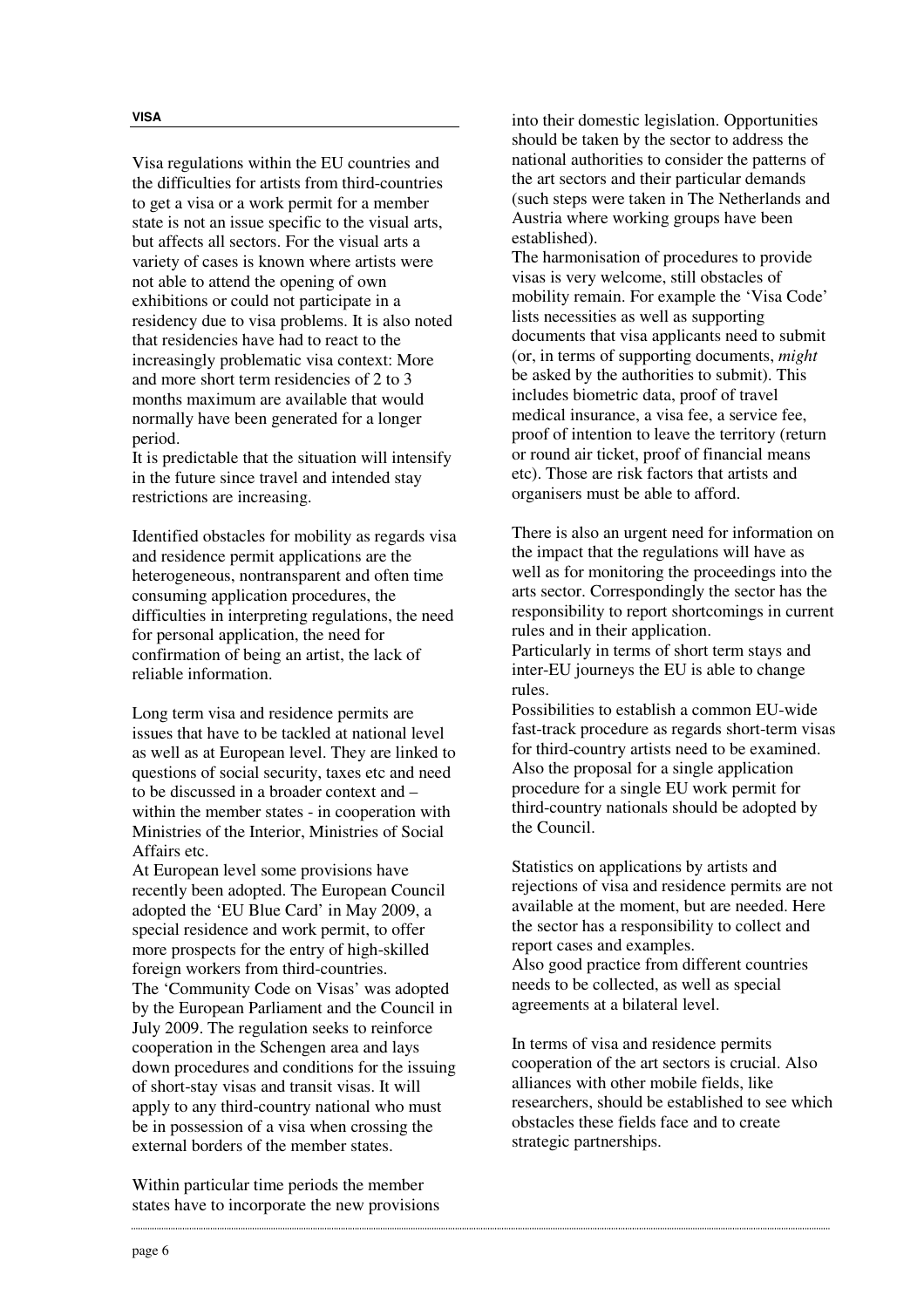## VISA

Visa regulations within the EU countries and the difficulties for artists from third-countries to get a visa or a work permit for a member state is not an issue specific to the visual arts, but affects all sectors. For the visual arts a variety of cases is known where artists were not able to attend the opening of own exhibitions or could not participate in a residency due to visa problems. It is also noted that residencies have had to react to the increasingly problematic visa context: More and more short term residencies of 2 to 3 months maximum are available that would normally have been generated for a longer period.
It is predictable that the situation will intensify in the future since travel and intended stay restrictions are increasing.

Identified obstacles for mobility as regards visa and residence permit applications are the heterogeneous, nontransparent and often time consuming application procedures, the difficulties in interpreting regulations, the need for personal application, the need for confirmation of being an artist, the lack of reliable information.

Long term visa and residence permits are issues that have to be tackled at national level as well as at European level. They are linked to questions of social security, taxes etc and need to be discussed in a broader context and – within the member states - in cooperation with Ministries of the Interior, Ministries of Social Affairs etc.
At European level some provisions have recently been adopted. The European Council adopted the 'EU Blue Card' in May 2009, a special residence and work permit, to offer more prospects for the entry of high-skilled foreign workers from third-countries.
The 'Community Code on Visas' was adopted by the European Parliament and the Council in July 2009. The regulation seeks to reinforce cooperation in the Schengen area and lays down procedures and conditions for the issuing of short-stay visas and transit visas. It will apply to any third-country national who must be in possession of a visa when crossing the external borders of the member states.

Within particular time periods the member states have to incorporate the new provisions into their domestic legislation. Opportunities should be taken by the sector to address the national authorities to consider the patterns of the art sectors and their particular demands (such steps were taken in The Netherlands and Austria where working groups have been established).
The harmonisation of procedures to provide visas is very welcome, still obstacles of mobility remain. For example the 'Visa Code' lists necessities as well as supporting documents that visa applicants need to submit (or, in terms of supporting documents, *might* be asked by the authorities to submit). This includes biometric data, proof of travel medical insurance, a visa fee, a service fee, proof of intention to leave the territory (return or round air ticket, proof of financial means etc). Those are risk factors that artists and organisers must be able to afford.

There is also an urgent need for information on the impact that the regulations will have as well as for monitoring the proceedings into the arts sector. Correspondingly the sector has the responsibility to report shortcomings in current rules and in their application.
Particularly in terms of short term stays and inter-EU journeys the EU is able to change rules.
Possibilities to establish a common EU-wide fast-track procedure as regards short-term visas for third-country artists need to be examined. Also the proposal for a single application procedure for a single EU work permit for third-country nationals should be adopted by the Council.

Statistics on applications by artists and rejections of visa and residence permits are not available at the moment, but are needed. Here the sector has a responsibility to collect and report cases and examples.
Also good practice from different countries needs to be collected, as well as special agreements at a bilateral level.

In terms of visa and residence permits cooperation of the art sectors is crucial. Also alliances with other mobile fields, like researchers, should be established to see which obstacles these fields face and to create strategic partnerships.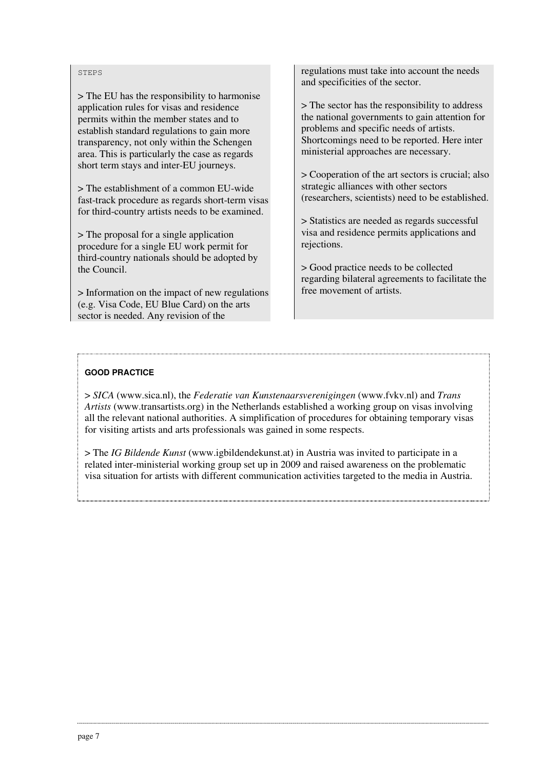STEPS

> The EU has the responsibility to harmonise application rules for visas and residence permits within the member states and to establish standard regulations to gain more transparency, not only within the Schengen area. This is particularly the case as regards short term stays and inter-EU journeys.

> The establishment of a common EU-wide fast-track procedure as regards short-term visas for third-country artists needs to be examined.

> The proposal for a single application procedure for a single EU work permit for third-country nationals should be adopted by the Council.

> Information on the impact of new regulations (e.g. Visa Code, EU Blue Card) on the arts sector is needed. Any revision of the regulations must take into account the needs and specificities of the sector.

> The sector has the responsibility to address the national governments to gain attention for problems and specific needs of artists. Shortcomings need to be reported. Here inter ministerial approaches are necessary.

> Cooperation of the art sectors is crucial; also strategic alliances with other sectors (researchers, scientists) need to be established.

> Statistics are needed as regards successful visa and residence permits applications and rejections.

> Good practice needs to be collected regarding bilateral agreements to facilitate the free movement of artists.

**GOOD PRACTICE**

> *SICA* (www.sica.nl), the *Federatie van Kunstenaarsverenigingen* (www.fvkv.nl) and *Trans Artists* (www.transartists.org) in the Netherlands established a working group on visas involving all the relevant national authorities. A simplification of procedures for obtaining temporary visas for visiting artists and arts professionals was gained in some respects.

> The *IG Bildende Kunst* (www.igbildendekunst.at) in Austria was invited to participate in a related inter-ministerial working group set up in 2009 and raised awareness on the problematic visa situation for artists with different communication activities targeted to the media in Austria.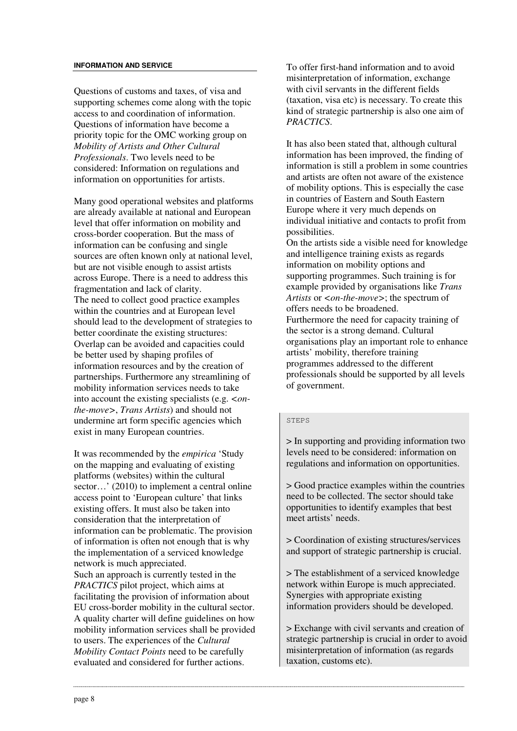#### INFORMATION AND SERVICE

Questions of customs and taxes, of visa and supporting schemes come along with the topic access to and coordination of information. Questions of information have become a priority topic for the OMC working group on *Mobility of Artists and Other Cultural Professionals*. Two levels need to be considered: Information on regulations and information on opportunities for artists.

Many good operational websites and platforms are already available at national and European level that offer information on mobility and cross-border cooperation. But the mass of information can be confusing and single sources are often known only at national level, but are not visible enough to assist artists across Europe. There is a need to address this fragmentation and lack of clarity.
The need to collect good practice examples within the countries and at European level should lead to the development of strategies to better coordinate the existing structures: Overlap can be avoided and capacities could be better used by shaping profiles of information resources and by the creation of partnerships. Furthermore any streamlining of mobility information services needs to take into account the existing specialists (e.g. *<on-the-move>*, *Trans Artists*) and should not undermine art form specific agencies which exist in many European countries.

It was recommended by the *empirica* 'Study on the mapping and evaluating of existing platforms (websites) within the cultural sector…' (2010) to implement a central online access point to 'European culture' that links existing offers. It must also be taken into consideration that the interpretation of information can be problematic. The provision of information is often not enough that is why the implementation of a serviced knowledge network is much appreciated.
Such an approach is currently tested in the *PRACTICS* pilot project, which aims at facilitating the provision of information about EU cross-border mobility in the cultural sector. A quality charter will define guidelines on how mobility information services shall be provided to users. The experiences of the *Cultural Mobility Contact Points* need to be carefully evaluated and considered for further actions.

To offer first-hand information and to avoid misinterpretation of information, exchange with civil servants in the different fields (taxation, visa etc) is necessary. To create this kind of strategic partnership is also one aim of *PRACTICS*.

It has also been stated that, although cultural information has been improved, the finding of information is still a problem in some countries and artists are often not aware of the existence of mobility options. This is especially the case in countries of Eastern and South Eastern Europe where it very much depends on individual initiative and contacts to profit from possibilities.
On the artists side a visible need for knowledge and intelligence training exists as regards information on mobility options and supporting programmes. Such training is for example provided by organisations like *Trans Artists* or *<on-the-move>*; the spectrum of offers needs to be broadened.
Furthermore the need for capacity training of the sector is a strong demand. Cultural organisations play an important role to enhance artists' mobility, therefore training programmes addressed to the different professionals should be supported by all levels of government.

STEPS

> In supporting and providing information two levels need to be considered: information on regulations and information on opportunities.

> Good practice examples within the countries need to be collected. The sector should take opportunities to identify examples that best meet artists' needs.

> Coordination of existing structures/services and support of strategic partnership is crucial.

> The establishment of a serviced knowledge network within Europe is much appreciated. Synergies with appropriate existing information providers should be developed.

> Exchange with civil servants and creation of strategic partnership is crucial in order to avoid misinterpretation of information (as regards taxation, customs etc).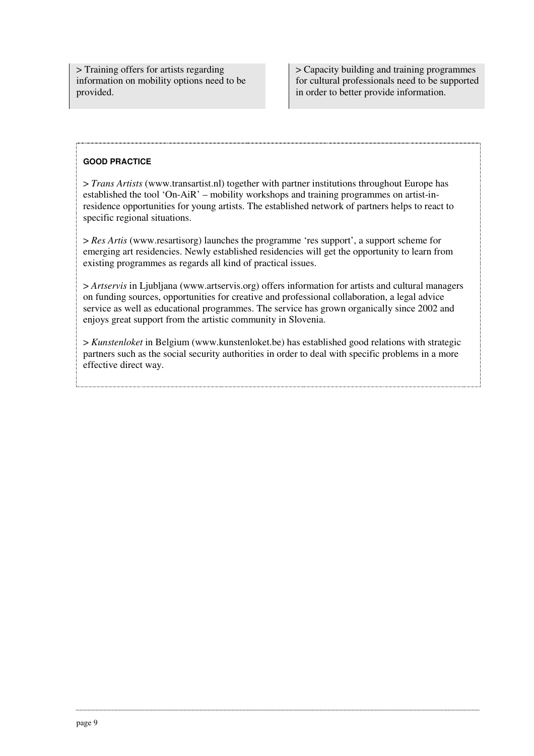> Training offers for artists regarding information on mobility options need to be provided.

> Capacity building and training programmes for cultural professionals need to be supported in order to better provide information.

**GOOD PRACTICE**

> *Trans Artists* (www.transartist.nl) together with partner institutions throughout Europe has established the tool 'On-AiR' – mobility workshops and training programmes on artist-in-residence opportunities for young artists. The established network of partners helps to react to specific regional situations.

> *Res Artis* (www.resartisorg) launches the programme 'res support', a support scheme for emerging art residencies. Newly established residencies will get the opportunity to learn from existing programmes as regards all kind of practical issues.

> *Artservis* in Ljubljana (www.artservis.org) offers information for artists and cultural managers on funding sources, opportunities for creative and professional collaboration, a legal advice service as well as educational programmes. The service has grown organically since 2002 and enjoys great support from the artistic community in Slovenia.

> *Kunstenloket* in Belgium (www.kunstenloket.be) has established good relations with strategic partners such as the social security authorities in order to deal with specific problems in a more effective direct way.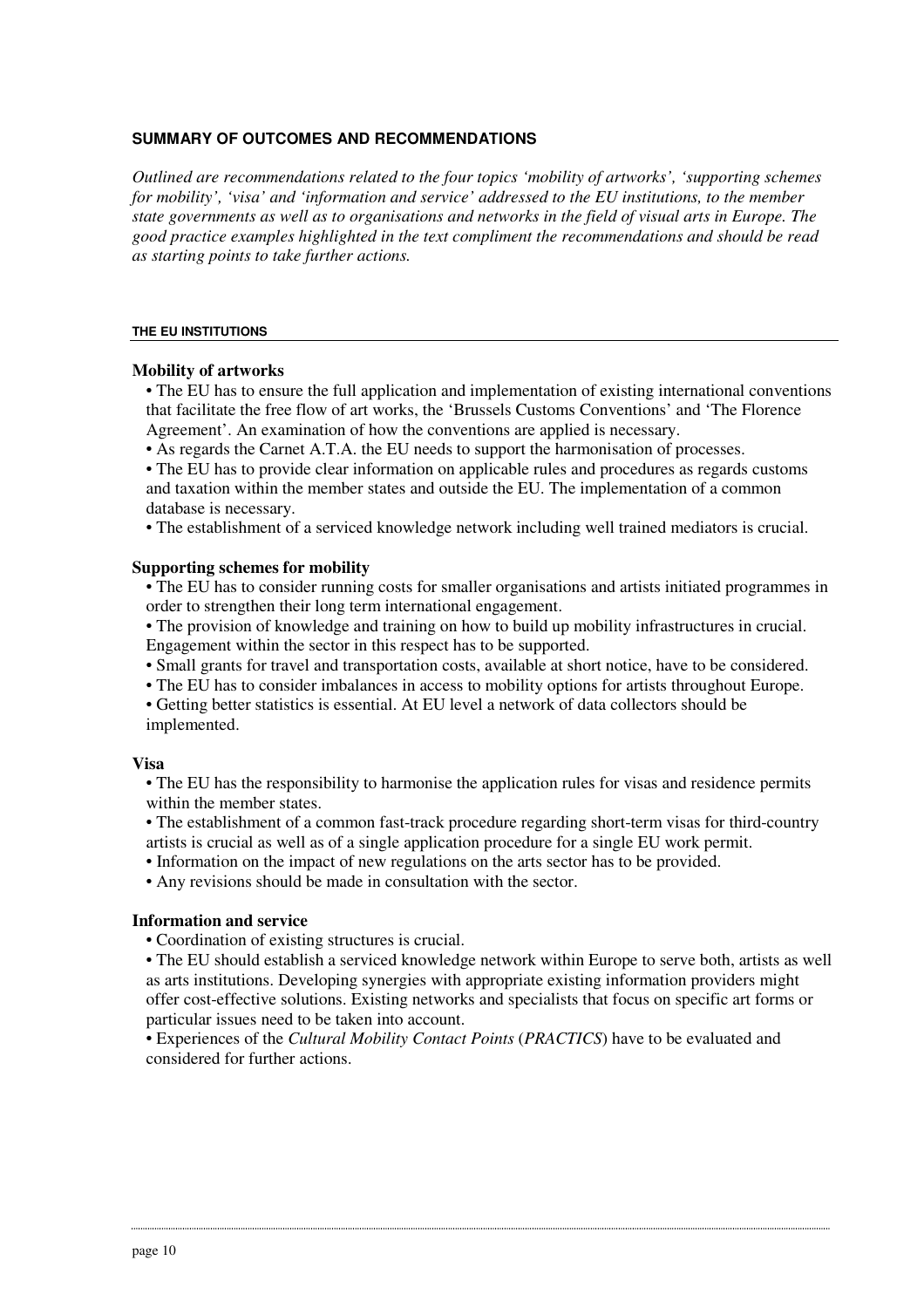## SUMMARY OF OUTCOMES AND RECOMMENDATIONS

*Outlined are recommendations related to the four topics 'mobility of artworks', 'supporting schemes for mobility', 'visa' and 'information and service' addressed to the EU institutions, to the member state governments as well as to organisations and networks in the field of visual arts in Europe. The good practice examples highlighted in the text compliment the recommendations and should be read as starting points to take further actions.*

### THE EU INSTITUTIONS

#### Mobility of artworks

- The EU has to ensure the full application and implementation of existing international conventions that facilitate the free flow of art works, the 'Brussels Customs Conventions' and 'The Florence Agreement'. An examination of how the conventions are applied is necessary.
- As regards the Carnet A.T.A. the EU needs to support the harmonisation of processes.
- The EU has to provide clear information on applicable rules and procedures as regards customs and taxation within the member states and outside the EU. The implementation of a common database is necessary.
- The establishment of a serviced knowledge network including well trained mediators is crucial.

#### Supporting schemes for mobility

- The EU has to consider running costs for smaller organisations and artists initiated programmes in order to strengthen their long term international engagement.
- The provision of knowledge and training on how to build up mobility infrastructures in crucial. Engagement within the sector in this respect has to be supported.
- Small grants for travel and transportation costs, available at short notice, have to be considered.
- The EU has to consider imbalances in access to mobility options for artists throughout Europe.
- Getting better statistics is essential. At EU level a network of data collectors should be implemented.

#### Visa

- The EU has the responsibility to harmonise the application rules for visas and residence permits within the member states.
- The establishment of a common fast-track procedure regarding short-term visas for third-country artists is crucial as well as of a single application procedure for a single EU work permit.
- Information on the impact of new regulations on the arts sector has to be provided.
- Any revisions should be made in consultation with the sector.

#### Information and service

- Coordination of existing structures is crucial.
- The EU should establish a serviced knowledge network within Europe to serve both, artists as well as arts institutions. Developing synergies with appropriate existing information providers might offer cost-effective solutions. Existing networks and specialists that focus on specific art forms or particular issues need to be taken into account.
- Experiences of the *Cultural Mobility Contact Points* (*PRACTICS*) have to be evaluated and considered for further actions.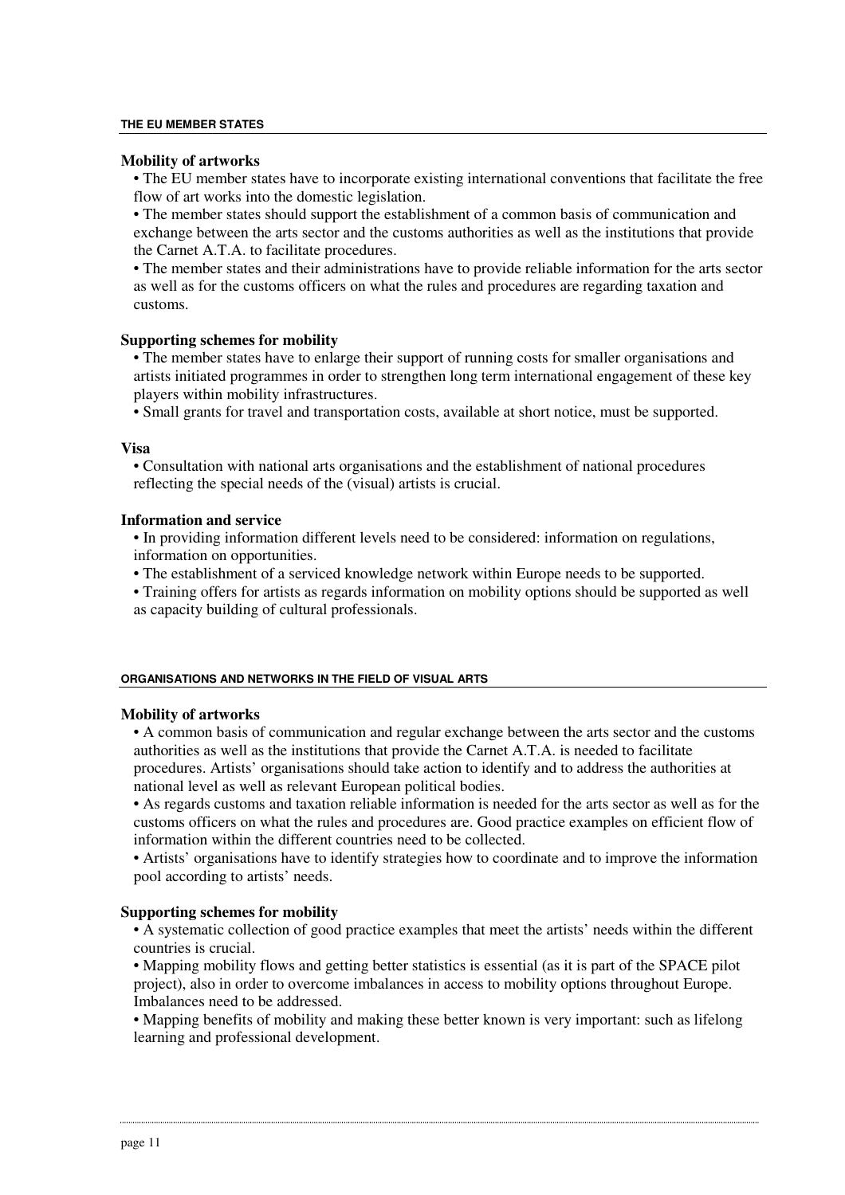## THE EU MEMBER STATES

### Mobility of artworks

- The EU member states have to incorporate existing international conventions that facilitate the free flow of art works into the domestic legislation.
- The member states should support the establishment of a common basis of communication and exchange between the arts sector and the customs authorities as well as the institutions that provide the Carnet A.T.A. to facilitate procedures.
- The member states and their administrations have to provide reliable information for the arts sector as well as for the customs officers on what the rules and procedures are regarding taxation and customs.

### Supporting schemes for mobility

- The member states have to enlarge their support of running costs for smaller organisations and artists initiated programmes in order to strengthen long term international engagement of these key players within mobility infrastructures.
- Small grants for travel and transportation costs, available at short notice, must be supported.

### Visa

- Consultation with national arts organisations and the establishment of national procedures reflecting the special needs of the (visual) artists is crucial.

### Information and service

- In providing information different levels need to be considered: information on regulations, information on opportunities.
- The establishment of a serviced knowledge network within Europe needs to be supported.
- Training offers for artists as regards information on mobility options should be supported as well as capacity building of cultural professionals.

## ORGANISATIONS AND NETWORKS IN THE FIELD OF VISUAL ARTS

### Mobility of artworks

- A common basis of communication and regular exchange between the arts sector and the customs authorities as well as the institutions that provide the Carnet A.T.A. is needed to facilitate procedures. Artists' organisations should take action to identify and to address the authorities at national level as well as relevant European political bodies.
- As regards customs and taxation reliable information is needed for the arts sector as well as for the customs officers on what the rules and procedures are. Good practice examples on efficient flow of information within the different countries need to be collected.
- Artists' organisations have to identify strategies how to coordinate and to improve the information pool according to artists' needs.

### Supporting schemes for mobility

- A systematic collection of good practice examples that meet the artists' needs within the different countries is crucial.
- Mapping mobility flows and getting better statistics is essential (as it is part of the SPACE pilot project), also in order to overcome imbalances in access to mobility options throughout Europe. Imbalances need to be addressed.
- Mapping benefits of mobility and making these better known is very important: such as lifelong learning and professional development.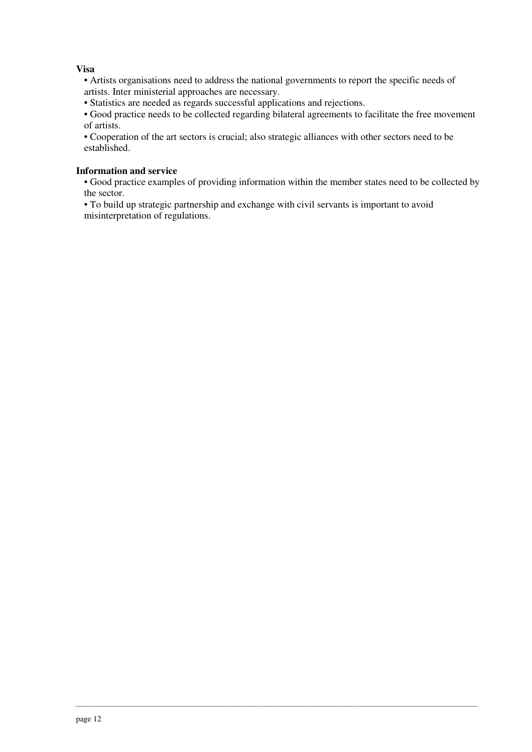**Visa**

- Artists organisations need to address the national governments to report the specific needs of artists. Inter ministerial approaches are necessary.
- Statistics are needed as regards successful applications and rejections.
- Good practice needs to be collected regarding bilateral agreements to facilitate the free movement of artists.
- Cooperation of the art sectors is crucial; also strategic alliances with other sectors need to be established.

**Information and service**

- Good practice examples of providing information within the member states need to be collected by the sector.
- To build up strategic partnership and exchange with civil servants is important to avoid misinterpretation of regulations.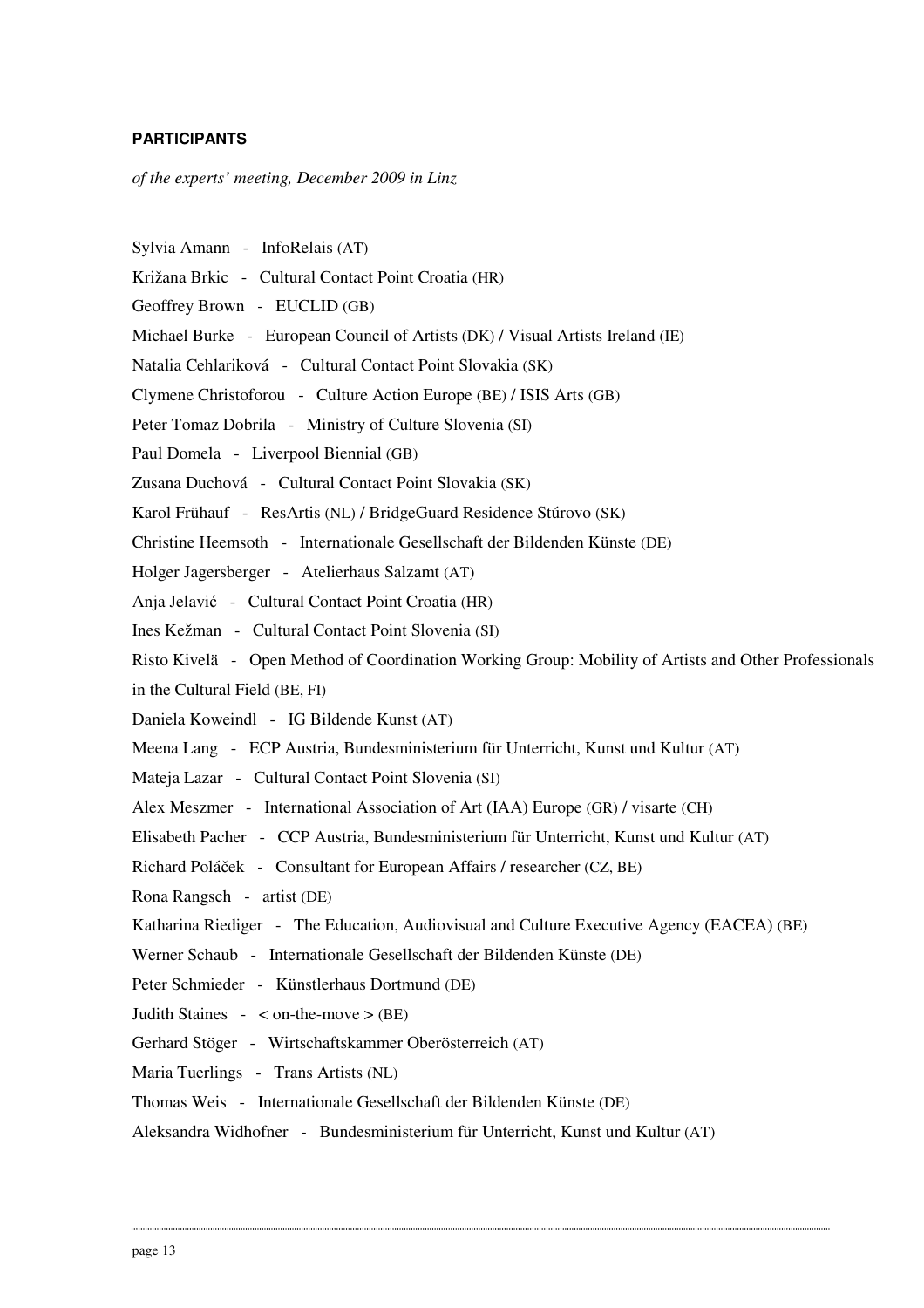**PARTICIPANTS**

*of the experts' meeting, December 2009 in Linz*

Sylvia Amann - InfoRelais (AT)

Križana Brkic - Cultural Contact Point Croatia (HR)

Geoffrey Brown - EUCLID (GB)

Michael Burke - European Council of Artists (DK) / Visual Artists Ireland (IE)

Natalia Cehlariková - Cultural Contact Point Slovakia (SK)

Clymene Christoforou - Culture Action Europe (BE) / ISIS Arts (GB)

Peter Tomaz Dobrila - Ministry of Culture Slovenia (SI)

Paul Domela - Liverpool Biennial (GB)

Zusana Duchová - Cultural Contact Point Slovakia (SK)

Karol Frühauf - ResArtis (NL) / BridgeGuard Residence Stúrovo (SK)

Christine Heemsoth - Internationale Gesellschaft der Bildenden Künste (DE)

Holger Jagersberger - Atelierhaus Salzamt (AT)

Anja Jelavić - Cultural Contact Point Croatia (HR)

Ines Kežman - Cultural Contact Point Slovenia (SI)

Risto Kivelä - Open Method of Coordination Working Group: Mobility of Artists and Other Professionals in the Cultural Field (BE, FI)

Daniela Koweindl - IG Bildende Kunst (AT)

Meena Lang - ECP Austria, Bundesministerium für Unterricht, Kunst und Kultur (AT)

Mateja Lazar - Cultural Contact Point Slovenia (SI)

Alex Meszmer - International Association of Art (IAA) Europe (GR) / visarte (CH)

Elisabeth Pacher - CCP Austria, Bundesministerium für Unterricht, Kunst und Kultur (AT)

Richard Poláček - Consultant for European Affairs / researcher (CZ, BE)

Rona Rangsch - artist (DE)

Katharina Riediger - The Education, Audiovisual and Culture Executive Agency (EACEA) (BE)

Werner Schaub - Internationale Gesellschaft der Bildenden Künste (DE)

Peter Schmieder - Künstlerhaus Dortmund (DE)

Judith Staines - < on-the-move > (BE)

Gerhard Stöger - Wirtschaftskammer Oberösterreich (AT)

Maria Tuerlings - Trans Artists (NL)

Thomas Weis - Internationale Gesellschaft der Bildenden Künste (DE)

Aleksandra Widhofner - Bundesministerium für Unterricht, Kunst und Kultur (AT)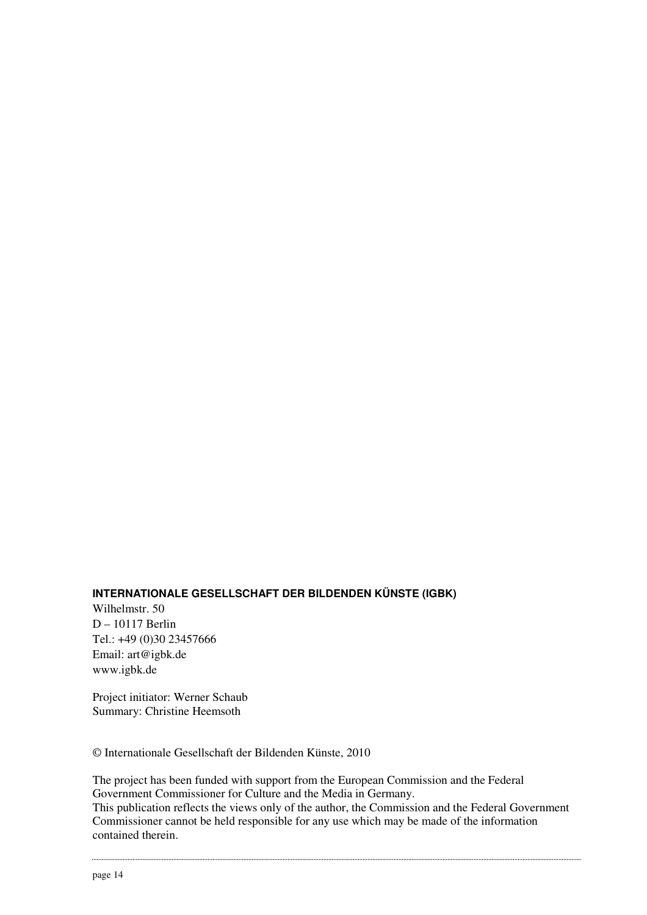**INTERNATIONALE GESELLSCHAFT DER BILDENDEN KÜNSTE (IGBK)**
Wilhelmstr. 50
D – 10117 Berlin
Tel.: +49 (0)30 23457666
Email: art@igbk.de
www.igbk.de

Project initiator: Werner Schaub
Summary: Christine Heemsoth

© Internationale Gesellschaft der Bildenden Künste, 2010

The project has been funded with support from the European Commission and the Federal Government Commissioner for Culture and the Media in Germany.
This publication reflects the views only of the author, the Commission and the Federal Government Commissioner cannot be held responsible for any use which may be made of the information contained therein.